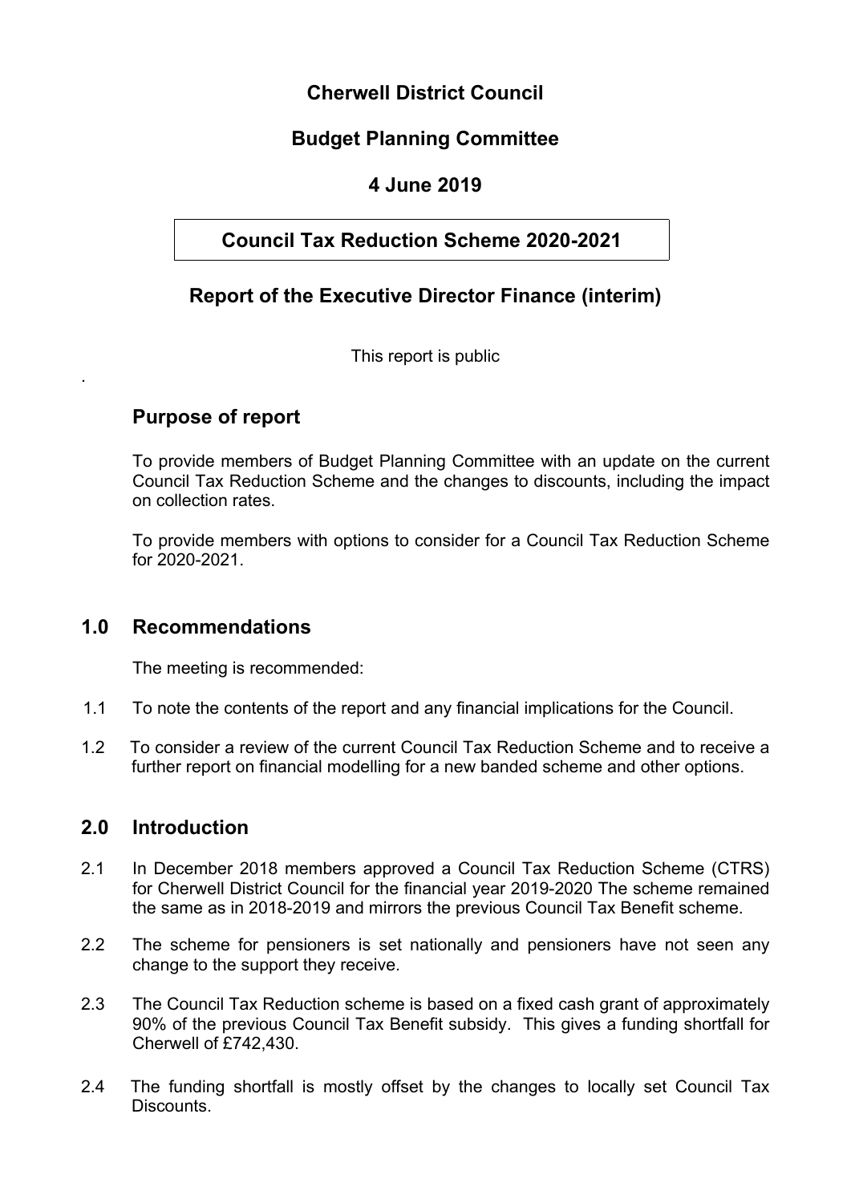# Cherwell District Council

## Budget Planning Committee

## 4 June 2019

## Council Tax Reduction Scheme 2020-2021

## Report of the Executive Director Finance (interim)

This report is public

.

### Purpose of report

To provide members of Budget Planning Committee with an update on the current Council Tax Reduction Scheme and the changes to discounts, including the impact on collection rates.

To provide members with options to consider for a Council Tax Reduction Scheme for 2020-2021.

## 1.0 Recommendations

The meeting is recommended:

1.1 To note the contents of the report and any financial implications for the Council.

1.2 To consider a review of the current Council Tax Reduction Scheme and to receive a further report on financial modelling for a new banded scheme and other options.

## 2.0 Introduction

2.1 In December 2018 members approved a Council Tax Reduction Scheme (CTRS) for Cherwell District Council for the financial year 2019-2020 The scheme remained the same as in 2018-2019 and mirrors the previous Council Tax Benefit scheme.

2.2 The scheme for pensioners is set nationally and pensioners have not seen any change to the support they receive.

2.3 The Council Tax Reduction scheme is based on a fixed cash grant of approximately 90% of the previous Council Tax Benefit subsidy. This gives a funding shortfall for Cherwell of £742,430.

2.4 The funding shortfall is mostly offset by the changes to locally set Council Tax Discounts.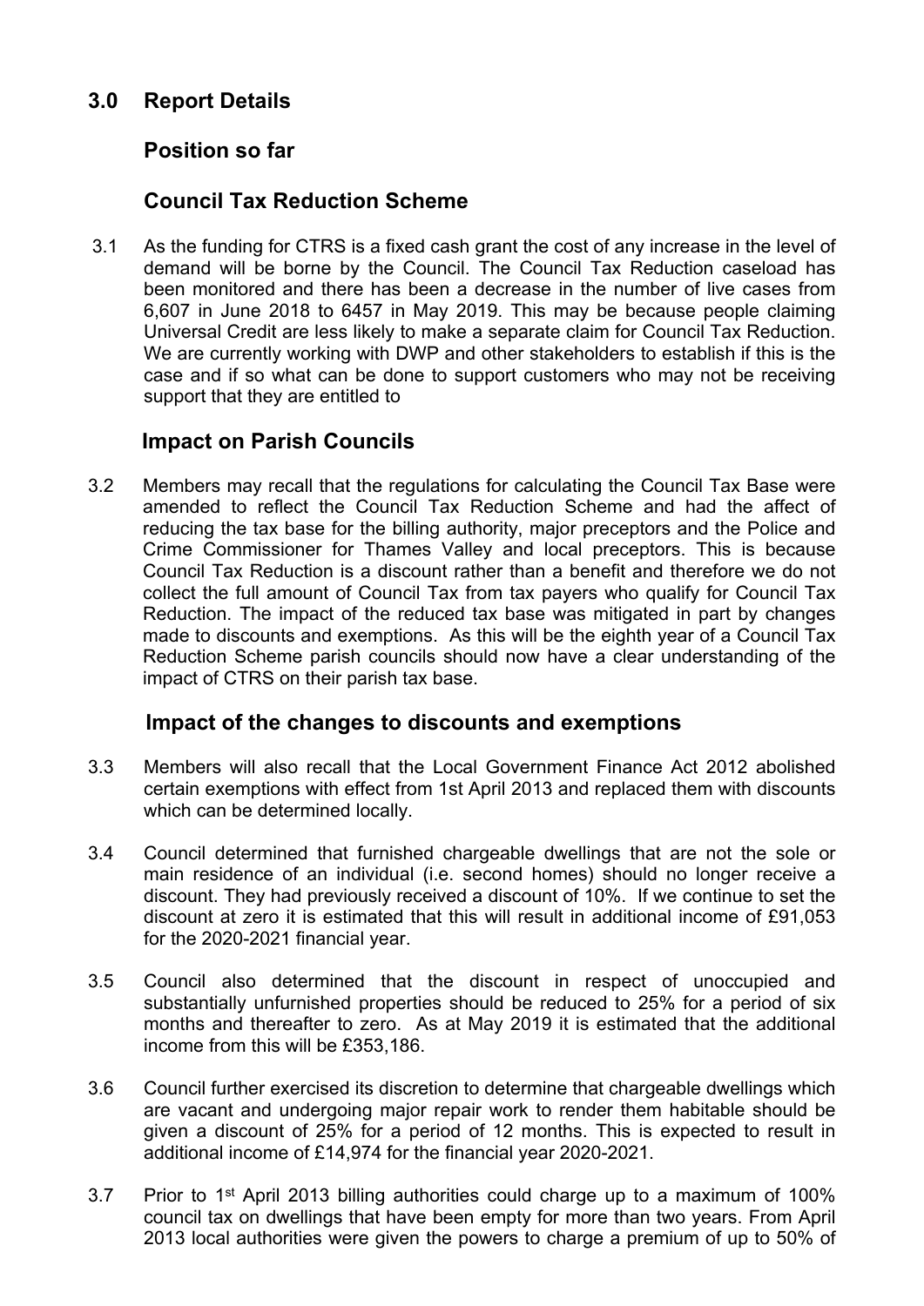## 3.0 Report Details

### Position so far

### Council Tax Reduction Scheme

3.1 As the funding for CTRS is a fixed cash grant the cost of any increase in the level of demand will be borne by the Council. The Council Tax Reduction caseload has been monitored and there has been a decrease in the number of live cases from 6,607 in June 2018 to 6457 in May 2019. This may be because people claiming Universal Credit are less likely to make a separate claim for Council Tax Reduction. We are currently working with DWP and other stakeholders to establish if this is the case and if so what can be done to support customers who may not be receiving support that they are entitled to

### Impact on Parish Councils

3.2 Members may recall that the regulations for calculating the Council Tax Base were amended to reflect the Council Tax Reduction Scheme and had the affect of reducing the tax base for the billing authority, major preceptors and the Police and Crime Commissioner for Thames Valley and local preceptors. This is because Council Tax Reduction is a discount rather than a benefit and therefore we do not collect the full amount of Council Tax from tax payers who qualify for Council Tax Reduction. The impact of the reduced tax base was mitigated in part by changes made to discounts and exemptions. As this will be the eighth year of a Council Tax Reduction Scheme parish councils should now have a clear understanding of the impact of CTRS on their parish tax base.

### Impact of the changes to discounts and exemptions

3.3 Members will also recall that the Local Government Finance Act 2012 abolished certain exemptions with effect from 1st April 2013 and replaced them with discounts which can be determined locally.

3.4 Council determined that furnished chargeable dwellings that are not the sole or main residence of an individual (i.e. second homes) should no longer receive a discount. They had previously received a discount of 10%. If we continue to set the discount at zero it is estimated that this will result in additional income of £91,053 for the 2020-2021 financial year.

3.5 Council also determined that the discount in respect of unoccupied and substantially unfurnished properties should be reduced to 25% for a period of six months and thereafter to zero. As at May 2019 it is estimated that the additional income from this will be £353,186.

3.6 Council further exercised its discretion to determine that chargeable dwellings which are vacant and undergoing major repair work to render them habitable should be given a discount of 25% for a period of 12 months. This is expected to result in additional income of £14,974 for the financial year 2020-2021.

3.7 Prior to 1st April 2013 billing authorities could charge up to a maximum of 100% council tax on dwellings that have been empty for more than two years. From April 2013 local authorities were given the powers to charge a premium of up to 50% of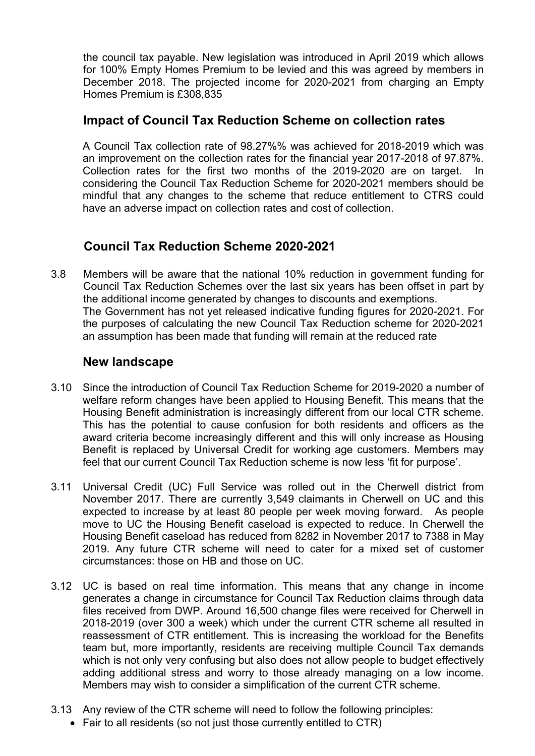the council tax payable. New legislation was introduced in April 2019 which allows for 100% Empty Homes Premium to be levied and this was agreed by members in December 2018. The projected income for 2020-2021 from charging an Empty Homes Premium is £308,835

## Impact of Council Tax Reduction Scheme on collection rates

A Council Tax collection rate of 98.27%% was achieved for 2018-2019 which was an improvement on the collection rates for the financial year 2017-2018 of 97.87%. Collection rates for the first two months of the 2019-2020 are on target. In considering the Council Tax Reduction Scheme for 2020-2021 members should be mindful that any changes to the scheme that reduce entitlement to CTRS could have an adverse impact on collection rates and cost of collection.

## Council Tax Reduction Scheme 2020-2021

3.8 Members will be aware that the national 10% reduction in government funding for Council Tax Reduction Schemes over the last six years has been offset in part by the additional income generated by changes to discounts and exemptions. The Government has not yet released indicative funding figures for 2020-2021. For the purposes of calculating the new Council Tax Reduction scheme for 2020-2021 an assumption has been made that funding will remain at the reduced rate

## New landscape

3.10 Since the introduction of Council Tax Reduction Scheme for 2019-2020 a number of welfare reform changes have been applied to Housing Benefit. This means that the Housing Benefit administration is increasingly different from our local CTR scheme. This has the potential to cause confusion for both residents and officers as the award criteria become increasingly different and this will only increase as Housing Benefit is replaced by Universal Credit for working age customers. Members may feel that our current Council Tax Reduction scheme is now less 'fit for purpose'.

3.11 Universal Credit (UC) Full Service was rolled out in the Cherwell district from November 2017. There are currently 3,549 claimants in Cherwell on UC and this expected to increase by at least 80 people per week moving forward. As people move to UC the Housing Benefit caseload is expected to reduce. In Cherwell the Housing Benefit caseload has reduced from 8282 in November 2017 to 7388 in May 2019. Any future CTR scheme will need to cater for a mixed set of customer circumstances: those on HB and those on UC.

3.12 UC is based on real time information. This means that any change in income generates a change in circumstance for Council Tax Reduction claims through data files received from DWP. Around 16,500 change files were received for Cherwell in 2018-2019 (over 300 a week) which under the current CTR scheme all resulted in reassessment of CTR entitlement. This is increasing the workload for the Benefits team but, more importantly, residents are receiving multiple Council Tax demands which is not only very confusing but also does not allow people to budget effectively adding additional stress and worry to those already managing on a low income. Members may wish to consider a simplification of the current CTR scheme.

3.13 Any review of the CTR scheme will need to follow the following principles:

- Fair to all residents (so not just those currently entitled to CTR)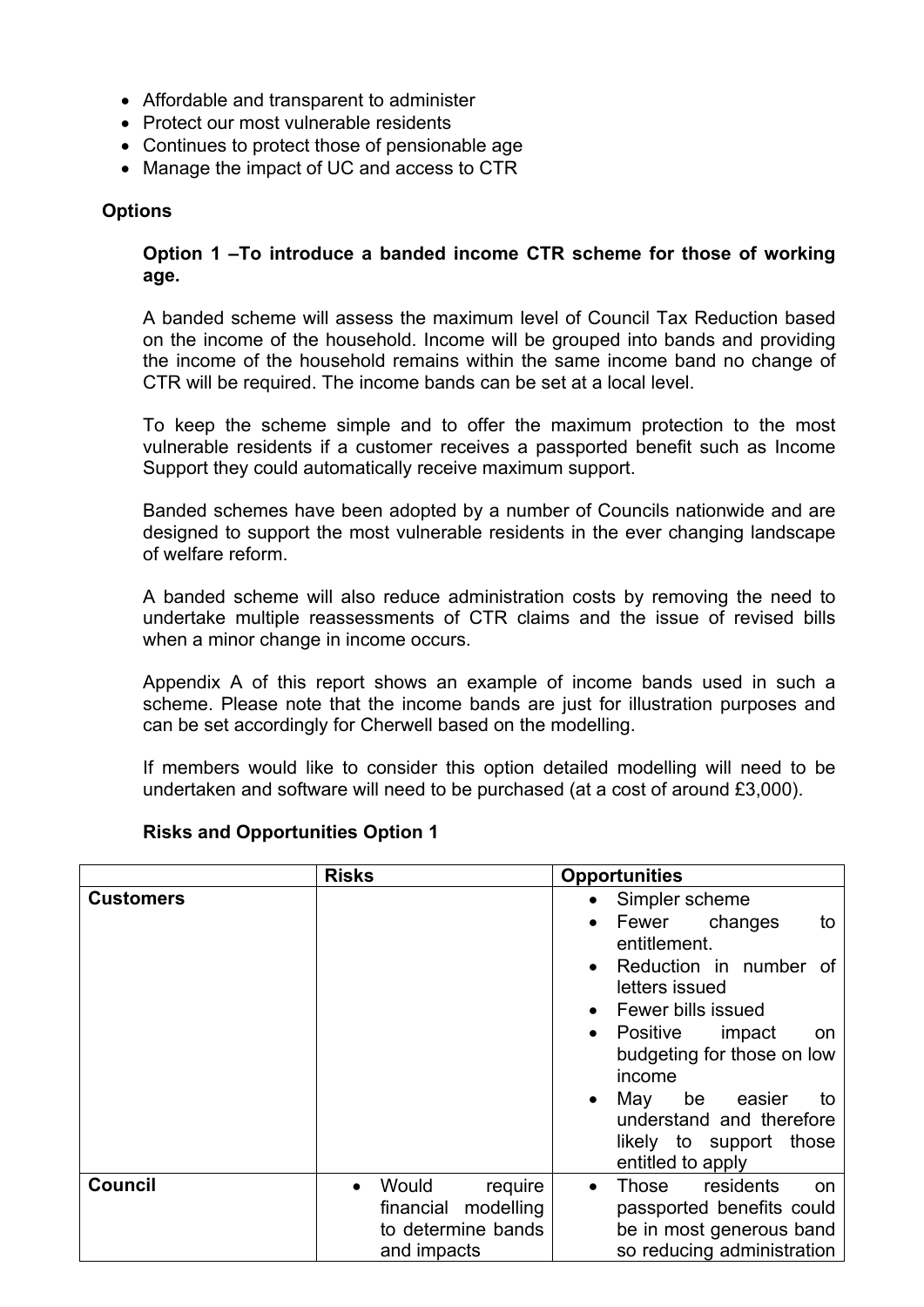- Affordable and transparent to administer
- Protect our most vulnerable residents
- Continues to protect those of pensionable age
- Manage the impact of UC and access to CTR

**Options**

**Option 1 –To introduce a banded income CTR scheme for those of working age.**

A banded scheme will assess the maximum level of Council Tax Reduction based on the income of the household. Income will be grouped into bands and providing the income of the household remains within the same income band no change of CTR will be required. The income bands can be set at a local level.

To keep the scheme simple and to offer the maximum protection to the most vulnerable residents if a customer receives a passported benefit such as Income Support they could automatically receive maximum support.

Banded schemes have been adopted by a number of Councils nationwide and are designed to support the most vulnerable residents in the ever changing landscape of welfare reform.

A banded scheme will also reduce administration costs by removing the need to undertake multiple reassessments of CTR claims and the issue of revised bills when a minor change in income occurs.

Appendix A of this report shows an example of income bands used in such a scheme. Please note that the income bands are just for illustration purposes and can be set accordingly for Cherwell based on the modelling.

If members would like to consider this option detailed modelling will need to be undertaken and software will need to be purchased (at a cost of around £3,000).

**Risks and Opportunities Option 1**

| | **Risks** | **Opportunities** |
|---|---|---|
| **Customers** | | • Simpler scheme<br>• Fewer changes to entitlement.<br>• Reduction in number of letters issued<br>• Fewer bills issued<br>• Positive impact on budgeting for those on low income<br>• May be easier to understand and therefore likely to support those entitled to apply |
| **Council** | • Would require financial modelling to determine bands and impacts | • Those residents on passported benefits could be in most generous band so reducing administration |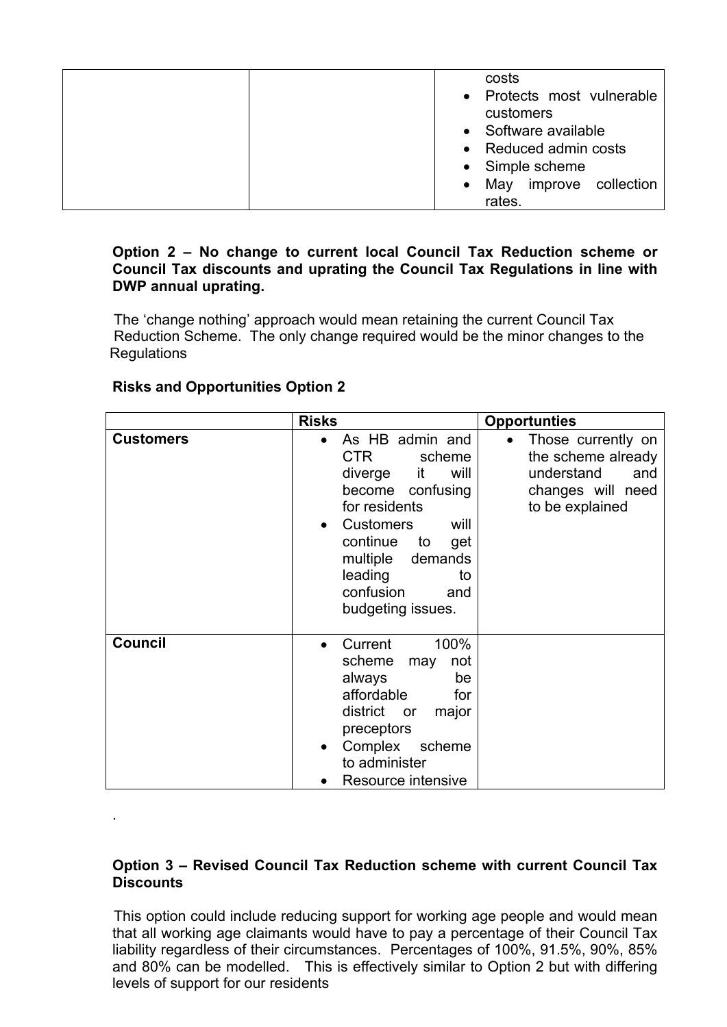|  |  | costs<br>• Protects most vulnerable customers<br>• Software available<br>• Reduced admin costs<br>• Simple scheme<br>• May improve collection rates. |
| --- | --- | --- |

**Option 2 – No change to current local Council Tax Reduction scheme or Council Tax discounts and uprating the Council Tax Regulations in line with DWP annual uprating.**

The 'change nothing' approach would mean retaining the current Council Tax Reduction Scheme. The only change required would be the minor changes to the Regulations

**Risks and Opportunities Option 2**

|  | **Risks** | **Opportunties** |
| --- | --- | --- |
| **Customers** | • As HB admin and CTR scheme diverge it will become confusing for residents<br>• Customers will continue to get multiple demands leading to confusion and budgeting issues. | • Those currently on the scheme already understand and changes will need to be explained |
| **Council** | • Current 100% scheme may not always be affordable for district or major preceptors<br>• Complex scheme to administer<br>• Resource intensive |  |

.

**Option 3 – Revised Council Tax Reduction scheme with current Council Tax Discounts**

This option could include reducing support for working age people and would mean that all working age claimants would have to pay a percentage of their Council Tax liability regardless of their circumstances. Percentages of 100%, 91.5%, 90%, 85% and 80% can be modelled. This is effectively similar to Option 2 but with differing levels of support for our residents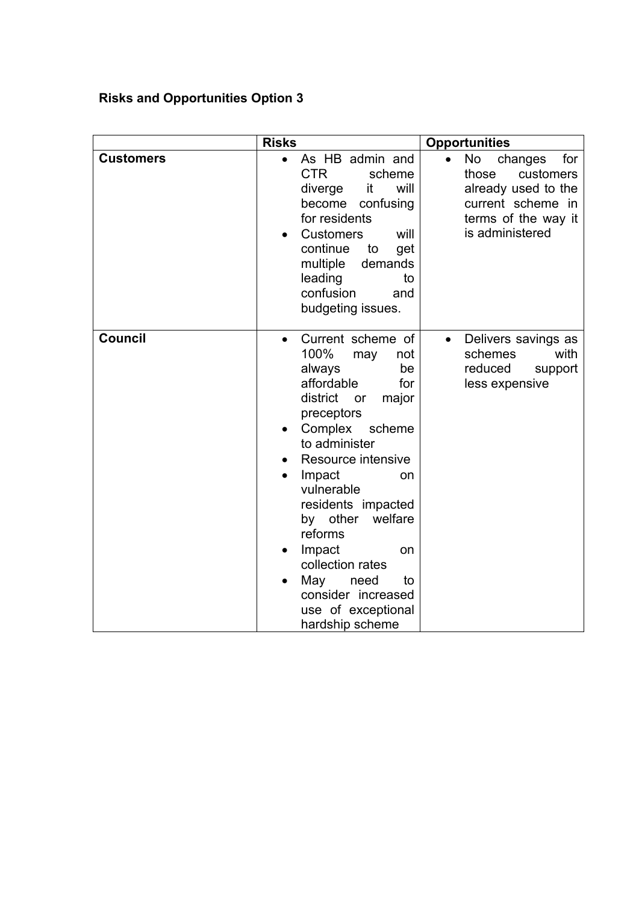**Risks and Opportunities Option 3**

| | Risks | Opportunities |
|---|---|---|
| **Customers** | • As HB admin and CTR scheme diverge it will become confusing for residents<br>• Customers will continue to get multiple demands leading to confusion and budgeting issues. | • No changes for those customers already used to the current scheme in terms of the way it is administered |
| **Council** | • Current scheme of 100% may not always be affordable for district or major preceptors<br>• Complex scheme to administer<br>• Resource intensive<br>• Impact on vulnerable residents impacted by other welfare reforms<br>• Impact on collection rates<br>• May need to consider increased use of exceptional hardship scheme | • Delivers savings as schemes with reduced support less expensive |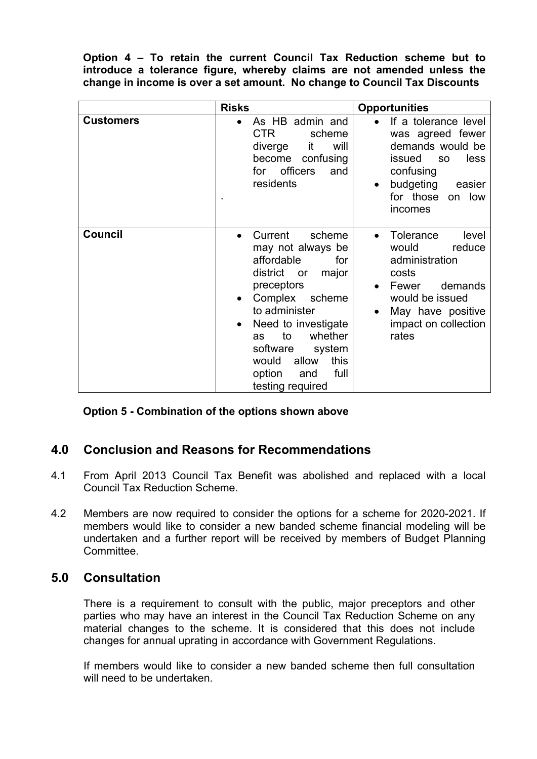**Option 4 – To retain the current Council Tax Reduction scheme but to introduce a tolerance figure, whereby claims are not amended unless the change in income is over a set amount. No change to Council Tax Discounts**

| | **Risks** | **Opportunities** |
|---|---|---|
| **Customers** | • As HB admin and CTR scheme diverge it will become confusing for officers and residents<br>. | • If a tolerance level was agreed fewer demands would be issued so less confusing<br>• budgeting easier for those on low incomes |
| **Council** | • Current scheme may not always be affordable for district or major preceptors<br>• Complex scheme to administer<br>• Need to investigate as to whether software system would allow this option and full testing required | • Tolerance level would reduce administration costs<br>• Fewer demands would be issued<br>• May have positive impact on collection rates |

**Option 5 - Combination of the options shown above**

## 4.0 Conclusion and Reasons for Recommendations

4.1 From April 2013 Council Tax Benefit was abolished and replaced with a local Council Tax Reduction Scheme.

4.2 Members are now required to consider the options for a scheme for 2020-2021. If members would like to consider a new banded scheme financial modeling will be undertaken and a further report will be received by members of Budget Planning Committee.

## 5.0 Consultation

There is a requirement to consult with the public, major preceptors and other parties who may have an interest in the Council Tax Reduction Scheme on any material changes to the scheme. It is considered that this does not include changes for annual uprating in accordance with Government Regulations.

If members would like to consider a new banded scheme then full consultation will need to be undertaken.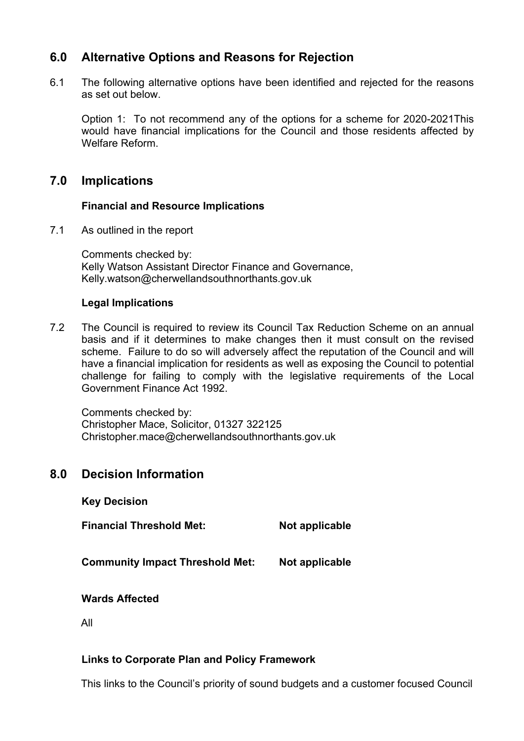## 6.0 Alternative Options and Reasons for Rejection

6.1 The following alternative options have been identified and rejected for the reasons as set out below.

Option 1: To not recommend any of the options for a scheme for 2020-2021This would have financial implications for the Council and those residents affected by Welfare Reform.

## 7.0 Implications

**Financial and Resource Implications**

7.1 As outlined in the report

Comments checked by:
Kelly Watson Assistant Director Finance and Governance,
Kelly.watson@cherwellandsouthnorthants.gov.uk

**Legal Implications**

7.2 The Council is required to review its Council Tax Reduction Scheme on an annual basis and if it determines to make changes then it must consult on the revised scheme. Failure to do so will adversely affect the reputation of the Council and will have a financial implication for residents as well as exposing the Council to potential challenge for failing to comply with the legislative requirements of the Local Government Finance Act 1992.

Comments checked by:
Christopher Mace, Solicitor, 01327 322125
Christopher.mace@cherwellandsouthnorthants.gov.uk

## 8.0 Decision Information

**Key Decision**

**Financial Threshold Met:** **Not applicable**

**Community Impact Threshold Met:** **Not applicable**

**Wards Affected**

All

**Links to Corporate Plan and Policy Framework**

This links to the Council's priority of sound budgets and a customer focused Council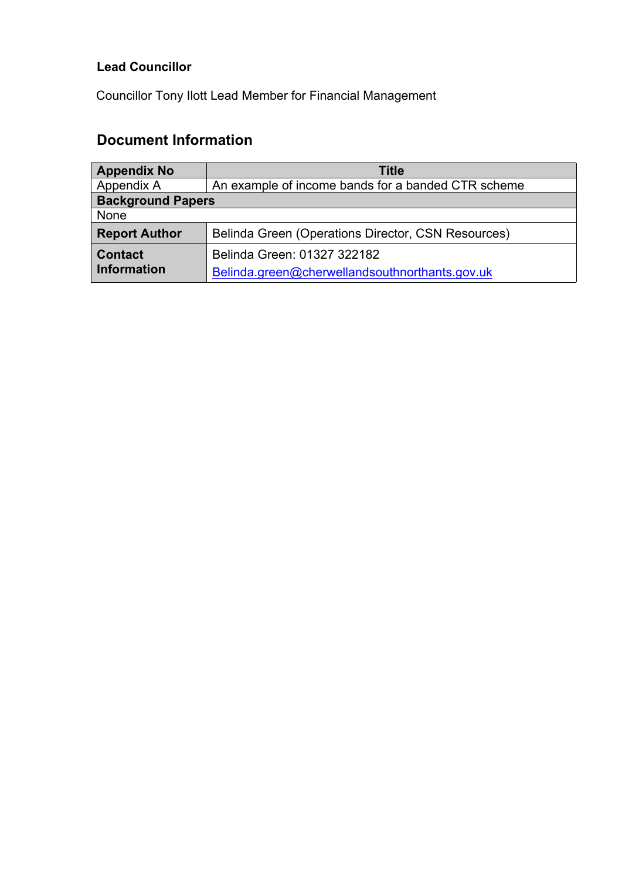**Lead Councillor**

Councillor Tony Ilott Lead Member for Financial Management

## Document Information

| Appendix No | Title |
|---|---|
| Appendix A | An example of income bands for a banded CTR scheme |
| **Background Papers** | |
| None | |
| **Report Author** | Belinda Green (Operations Director, CSN Resources) |
| **Contact Information** | Belinda Green: 01327 322182<br>Belinda.green@cherwellandsouthnorthants.gov.uk |